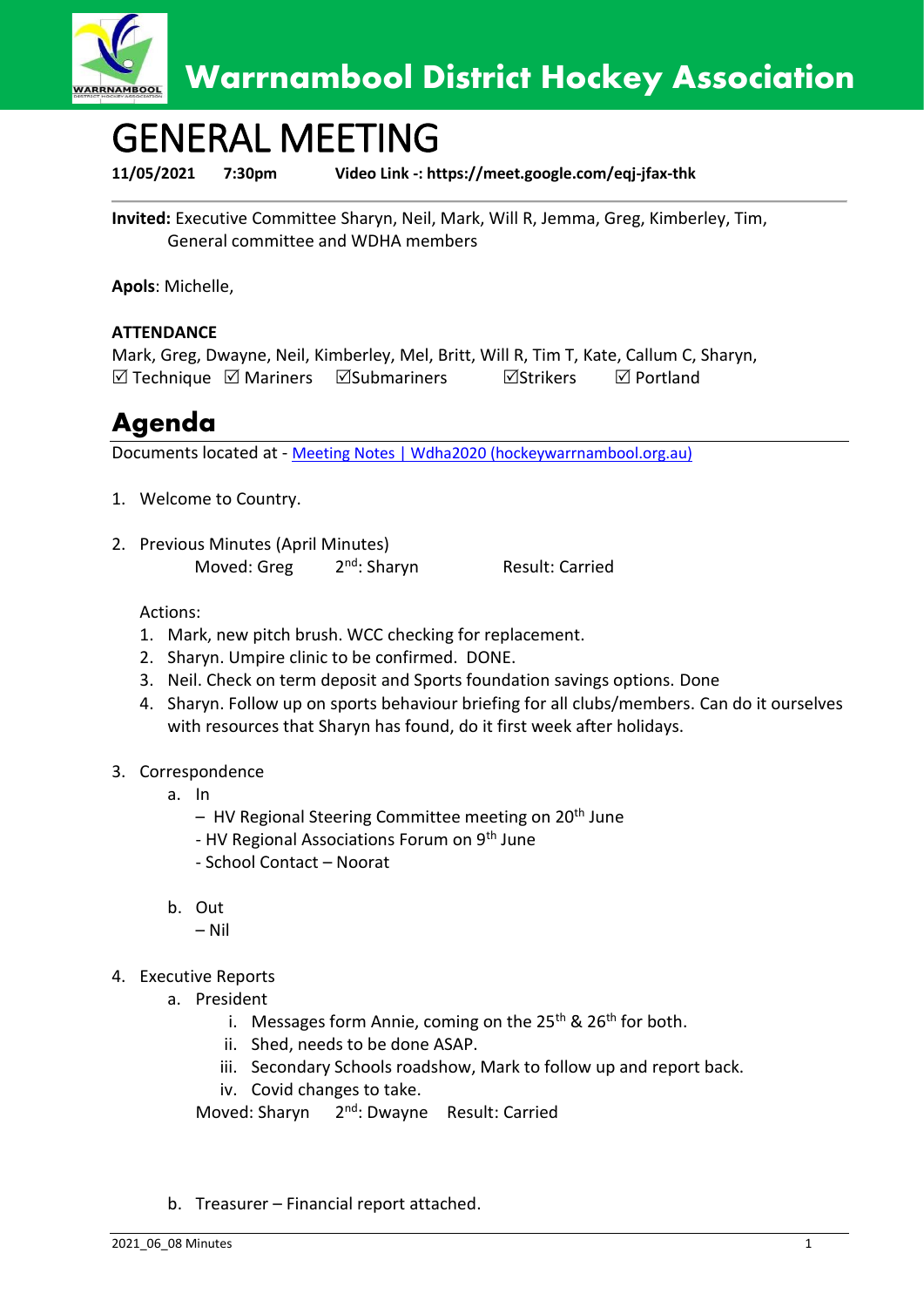Warrnambool District Hockey Association

# GENERAL MEETING

**11/05/2021 7:30pm Video Link -: https://meet.google.com/eqj-jfax-thk**

**Invited:** Executive Committee Sharyn, Neil, Mark, Will R, Jemma, Greg, Kimberley, Tim, General committee and WDHA members

**Apols**: Michelle,

**ATTENDANCE**

Mark, Greg, Dwayne, Neil, Kimberley, Mel, Britt, Will R, Tim T, Kate, Callum C, Sharyn,
☑ Technique ☑ Mariners ☑Submariners ☑Strikers ☑ Portland

## Agenda

Documents located at - [Meeting Notes | Wdha2020 (hockeywarrnambool.org.au)]()

1. Welcome to Country.

2. Previous Minutes (April Minutes)
   Moved: Greg 2nd: Sharyn Result: Carried

   Actions:
   1. Mark, new pitch brush. WCC checking for replacement.
   2. Sharyn. Umpire clinic to be confirmed. DONE.
   3. Neil. Check on term deposit and Sports foundation savings options. Done
   4. Sharyn. Follow up on sports behaviour briefing for all clubs/members. Can do it ourselves with resources that Sharyn has found, do it first week after holidays.

3. Correspondence
   a. In
      – HV Regional Steering Committee meeting on 20th June
      - HV Regional Associations Forum on 9th June
      - School Contact – Noorat

   b. Out
      – Nil

4. Executive Reports
   a. President
      i. Messages form Annie, coming on the 25th & 26th for both.
      ii. Shed, needs to be done ASAP.
      iii. Secondary Schools roadshow, Mark to follow up and report back.
      iv. Covid changes to take.

      Moved: Sharyn 2nd: Dwayne Result: Carried

   b. Treasurer – Financial report attached.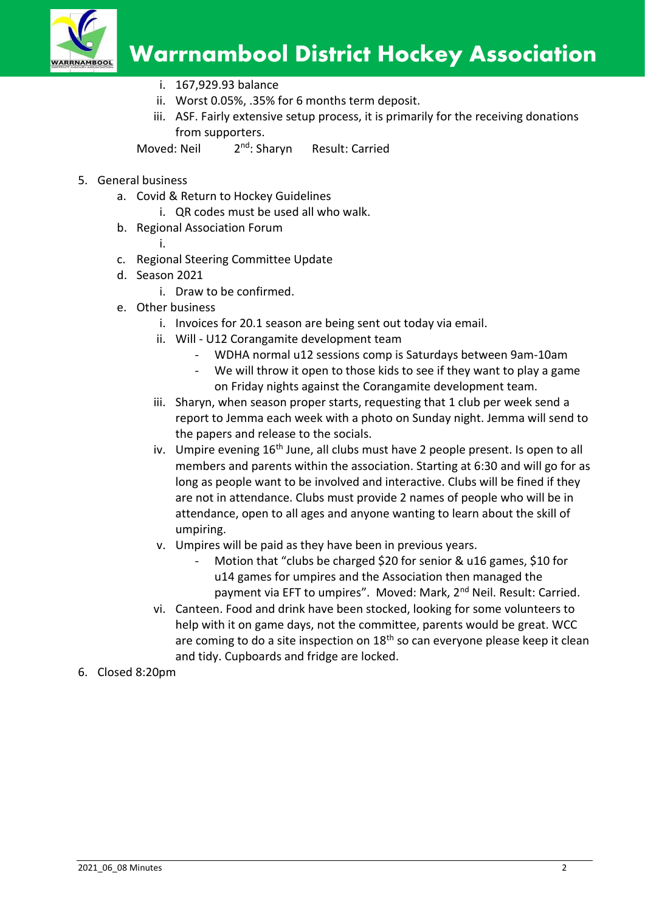i. 167,929.93 balance
   ii. Worst 0.05%, .35% for 6 months term deposit.
   iii. ASF. Fairly extensive setup process, it is primarily for the receiving donations from supporters.

   Moved: Neil    2nd: Sharyn    Result: Carried

5. General business
   a. Covid & Return to Hockey Guidelines
      i. QR codes must be used all who walk.
   b. Regional Association Forum
      i.
   c. Regional Steering Committee Update
   d. Season 2021
      i. Draw to be confirmed.
   e. Other business
      i. Invoices for 20.1 season are being sent out today via email.
      ii. Will - U12 Corangamite development team
         - WDHA normal u12 sessions comp is Saturdays between 9am-10am
         - We will throw it open to those kids to see if they want to play a game on Friday nights against the Corangamite development team.
      iii. Sharyn, when season proper starts, requesting that 1 club per week send a report to Jemma each week with a photo on Sunday night. Jemma will send to the papers and release to the socials.
      iv. Umpire evening 16th June, all clubs must have 2 people present. Is open to all members and parents within the association. Starting at 6:30 and will go for as long as people want to be involved and interactive. Clubs will be fined if they are not in attendance. Clubs must provide 2 names of people who will be in attendance, open to all ages and anyone wanting to learn about the skill of umpiring.
      v. Umpires will be paid as they have been in previous years.
         - Motion that "clubs be charged $20 for senior & u16 games, $10 for u14 games for umpires and the Association then managed the payment via EFT to umpires". Moved: Mark, 2nd Neil. Result: Carried.
      vi. Canteen. Food and drink have been stocked, looking for some volunteers to help with it on game days, not the committee, parents would be great. WCC are coming to do a site inspection on 18th so can everyone please keep it clean and tidy. Cupboards and fridge are locked.
6. Closed 8:20pm